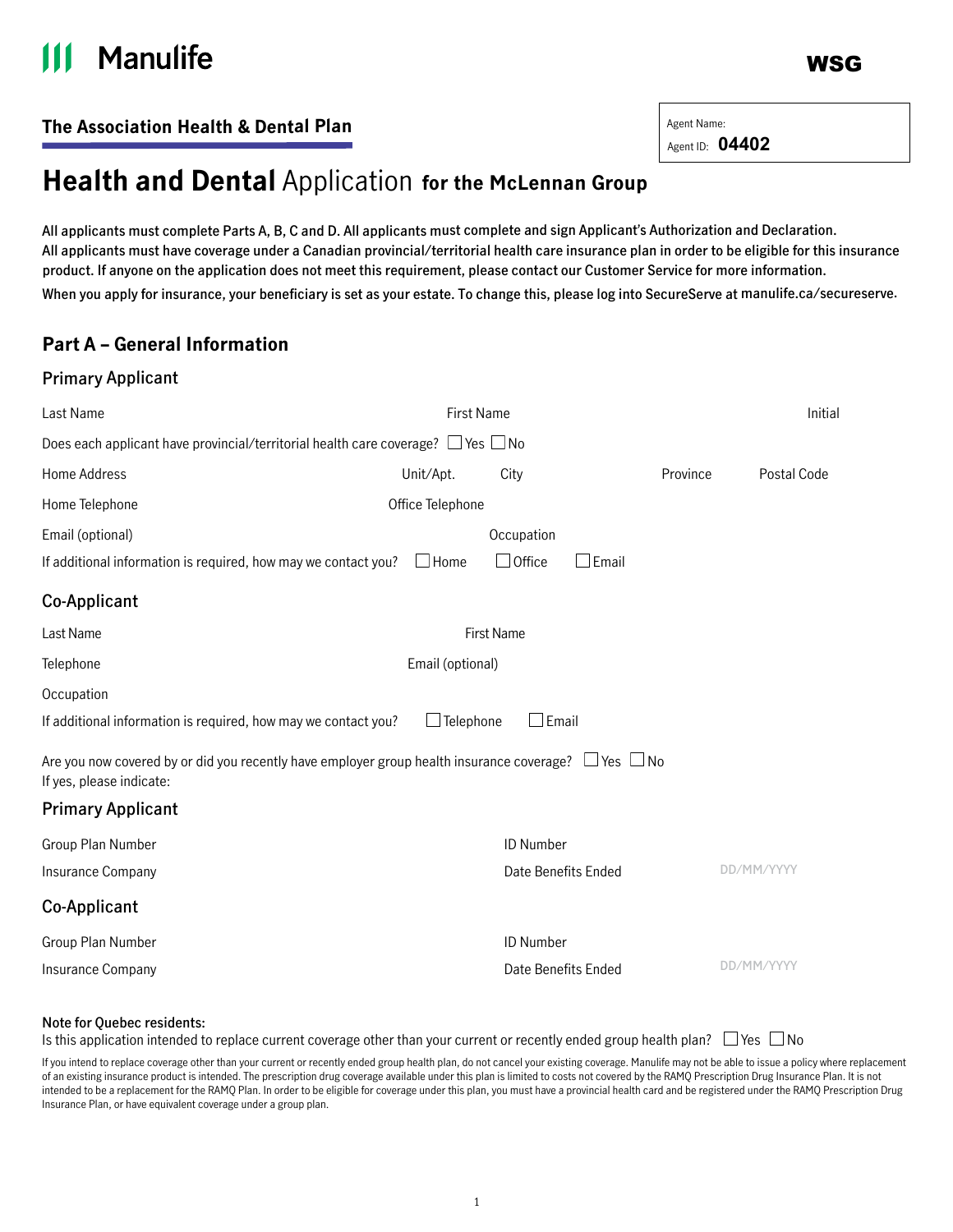Manulife

WSG

## The Association Health & Dental Plan

Agent Name:
Agent ID: **04402**

# Health and Dental Application for the McLennan Group

All applicants must complete Parts A, B, C and D. All applicants must complete and sign Applicant's Authorization and Declaration.
All applicants must have coverage under a Canadian provincial/territorial health care insurance plan in order to be eligible for this insurance product. If anyone on the application does not meet this requirement, please contact our Customer Service for more information.
When you apply for insurance, your beneficiary is set as your estate. To change this, please log into SecureServe at manulife.ca/secureserve.

## Part A – General Information

### Primary Applicant

Last Name　　First Name　　Initial

Does each applicant have provincial/territorial health care coverage? ☐ Yes ☐ No

Home Address　　Unit/Apt.　　City　　Province　　Postal Code

Home Telephone　　Office Telephone

Email (optional)　　Occupation

If additional information is required, how may we contact you? ☐ Home ☐ Office ☐ Email

### Co-Applicant

Last Name　　First Name

Telephone　　Email (optional)

Occupation

If additional information is required, how may we contact you? ☐ Telephone ☐ Email

Are you now covered by or did you recently have employer group health insurance coverage? ☐ Yes ☐ No
If yes, please indicate:

### Primary Applicant

Group Plan Number　　ID Number

Insurance Company　　Date Benefits Ended DD/MM/YYYY

### Co-Applicant

Group Plan Number　　ID Number

Insurance Company　　Date Benefits Ended DD/MM/YYYY

**Note for Quebec residents:**
Is this application intended to replace current coverage other than your current or recently ended group health plan? ☐ Yes ☐ No

If you intend to replace coverage other than your current or recently ended group health plan, do not cancel your existing coverage. Manulife may not be able to issue a policy where replacement of an existing insurance product is intended. The prescription drug coverage available under this plan is limited to costs not covered by the RAMQ Prescription Drug Insurance Plan. It is not intended to be a replacement for the RAMQ Plan. In order to be eligible for coverage under this plan, you must have a provincial health card and be registered under the RAMQ Prescription Drug Insurance Plan, or have equivalent coverage under a group plan.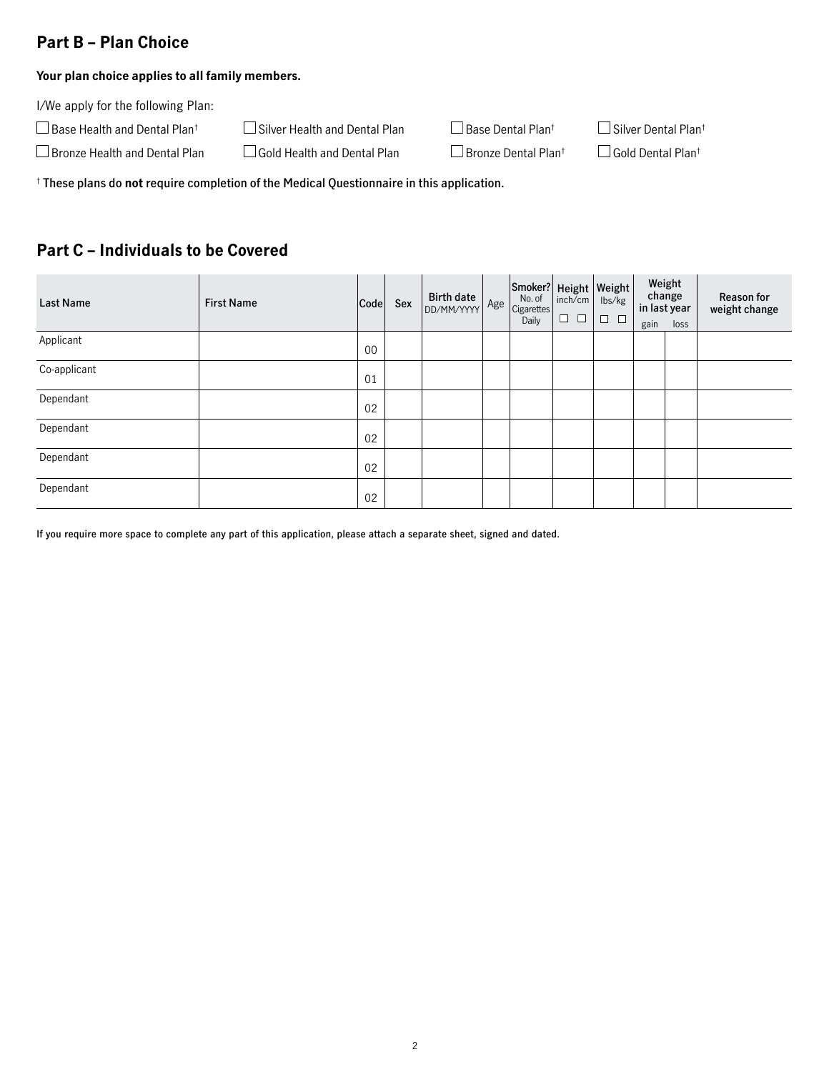## Part B – Plan Choice

**Your plan choice applies to all family members.**

I/We apply for the following Plan:

☐ Base Health and Dental Plan†
☐ Silver Health and Dental Plan
☐ Base Dental Plan†
☐ Silver Dental Plan†
☐ Bronze Health and Dental Plan
☐ Gold Health and Dental Plan
☐ Bronze Dental Plan†
☐ Gold Dental Plan†

† **These plans do not require completion of the Medical Questionnaire in this application.**

## Part C – Individuals to be Covered

| Last Name | First Name | Code | Sex | Birth date DD/MM/YYYY | Age | Smoker? No. of Cigarettes Daily | Height inch/cm ☐ ☐ | Weight lbs/kg ☐ ☐ | Weight change in last year | | Reason for weight change |
|---|---|---|---|---|---|---|---|---|---|---|---|
| | | | | | | | | | gain | loss | |
| Applicant | | 00 | | | | | | | | | |
| Co-applicant | | 01 | | | | | | | | | |
| Dependant | | 02 | | | | | | | | | |
| Dependant | | 02 | | | | | | | | | |
| Dependant | | 02 | | | | | | | | | |
| Dependant | | 02 | | | | | | | | | |

**If you require more space to complete any part of this application, please attach a separate sheet, signed and dated.**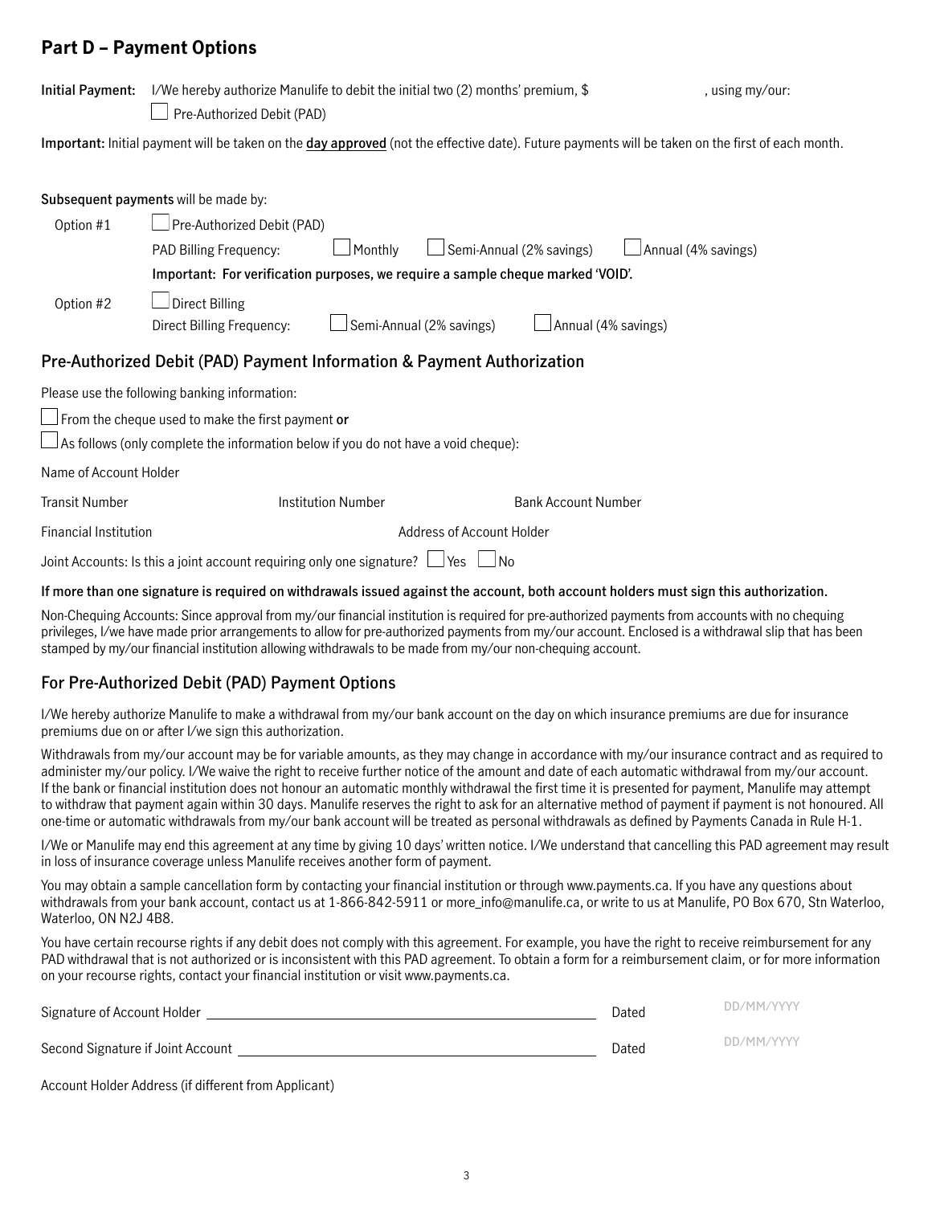## Part D – Payment Options

**Initial Payment:** I/We hereby authorize Manulife to debit the initial two (2) months' premium, $ ____________, using my/our:

☐ Pre-Authorized Debit (PAD)

**Important:** Initial payment will be taken on the **day approved** (not the effective date). Future payments will be taken on the first of each month.

**Subsequent payments** will be made by:

Option #1 ☐ Pre-Authorized Debit (PAD)

PAD Billing Frequency: ☐ Monthly ☐ Semi-Annual (2% savings) ☐ Annual (4% savings)

**Important: For verification purposes, we require a sample cheque marked 'VOID'.**

Option #2 ☐ Direct Billing

Direct Billing Frequency: ☐ Semi-Annual (2% savings) ☐ Annual (4% savings)

### Pre-Authorized Debit (PAD) Payment Information & Payment Authorization

Please use the following banking information:

☐ From the cheque used to make the first payment **or**

☐ As follows (only complete the information below if you do not have a void cheque):

Name of Account Holder

Transit Number Institution Number Bank Account Number

Financial Institution Address of Account Holder

Joint Accounts: Is this a joint account requiring only one signature? ☐ Yes ☐ No

**If more than one signature is required on withdrawals issued against the account, both account holders must sign this authorization.**

Non-Chequing Accounts: Since approval from my/our financial institution is required for pre-authorized payments from accounts with no chequing privileges, I/we have made prior arrangements to allow for pre-authorized payments from my/our account. Enclosed is a withdrawal slip that has been stamped by my/our financial institution allowing withdrawals to be made from my/our non-chequing account.

### For Pre-Authorized Debit (PAD) Payment Options

I/We hereby authorize Manulife to make a withdrawal from my/our bank account on the day on which insurance premiums are due for insurance premiums due on or after I/we sign this authorization.

Withdrawals from my/our account may be for variable amounts, as they may change in accordance with my/our insurance contract and as required to administer my/our policy. I/We waive the right to receive further notice of the amount and date of each automatic withdrawal from my/our account. If the bank or financial institution does not honour an automatic monthly withdrawal the first time it is presented for payment, Manulife may attempt to withdraw that payment again within 30 days. Manulife reserves the right to ask for an alternative method of payment if payment is not honoured. All one-time or automatic withdrawals from my/our bank account will be treated as personal withdrawals as defined by Payments Canada in Rule H-1.

I/We or Manulife may end this agreement at any time by giving 10 days' written notice. I/We understand that cancelling this PAD agreement may result in loss of insurance coverage unless Manulife receives another form of payment.

You may obtain a sample cancellation form by contacting your financial institution or through www.payments.ca. If you have any questions about withdrawals from your bank account, contact us at 1-866-842-5911 or more_info@manulife.ca, or write to us at Manulife, PO Box 670, Stn Waterloo, Waterloo, ON N2J 4B8.

You have certain recourse rights if any debit does not comply with this agreement. For example, you have the right to receive reimbursement for any PAD withdrawal that is not authorized or is inconsistent with this PAD agreement. To obtain a form for a reimbursement claim, or for more information on your recourse rights, contact your financial institution or visit www.payments.ca.

Signature of Account Holder ____________________ Dated DD/MM/YYYY

Second Signature if Joint Account ____________________ Dated DD/MM/YYYY

Account Holder Address (if different from Applicant)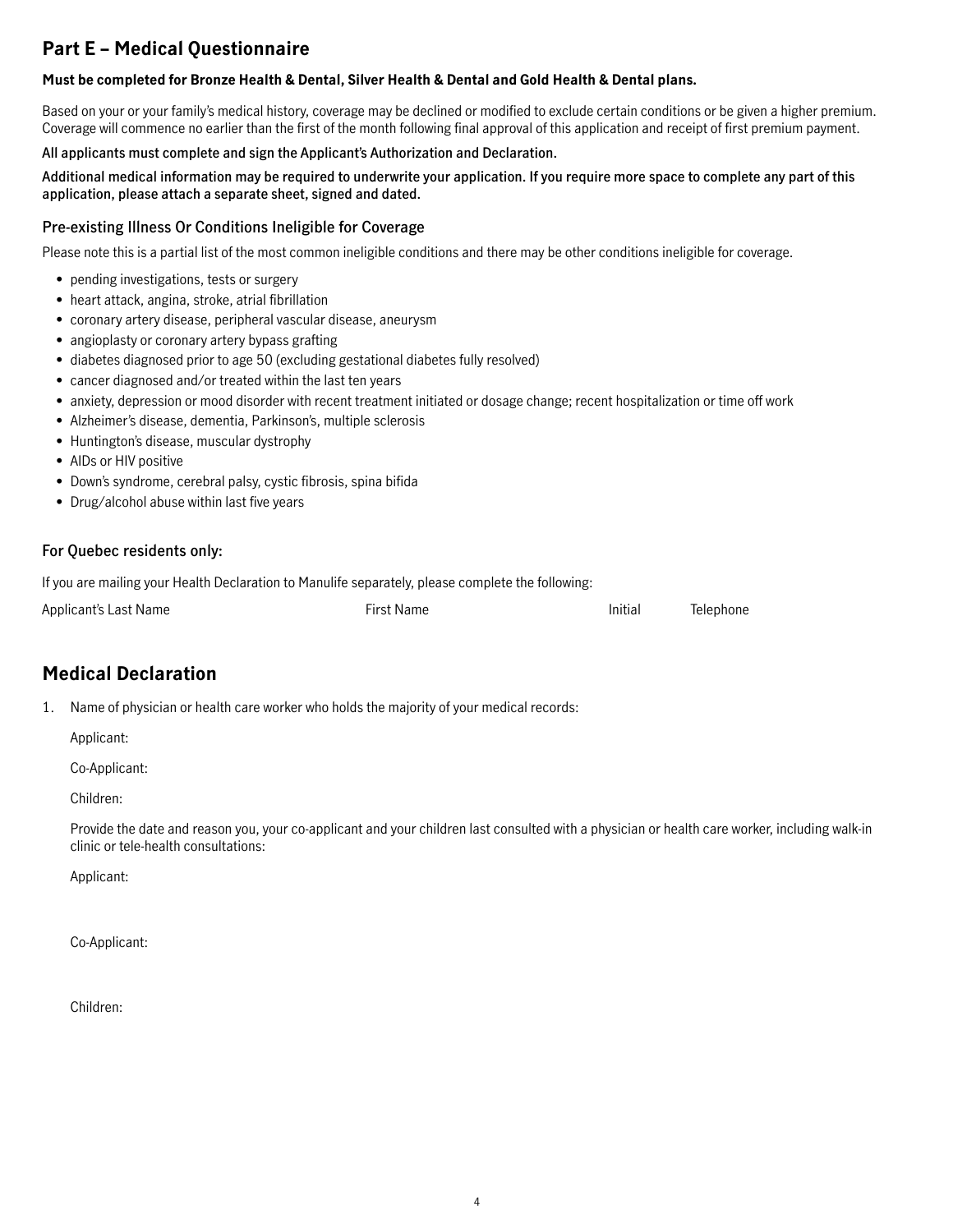## Part E – Medical Questionnaire

**Must be completed for Bronze Health & Dental, Silver Health & Dental and Gold Health & Dental plans.**

Based on your or your family's medical history, coverage may be declined or modified to exclude certain conditions or be given a higher premium. Coverage will commence no earlier than the first of the month following final approval of this application and receipt of first premium payment.

All applicants must complete and sign the Applicant's Authorization and Declaration.

Additional medical information may be required to underwrite your application. If you require more space to complete any part of this application, please attach a separate sheet, signed and dated.

### Pre-existing Illness Or Conditions Ineligible for Coverage

Please note this is a partial list of the most common ineligible conditions and there may be other conditions ineligible for coverage.

- pending investigations, tests or surgery
- heart attack, angina, stroke, atrial fibrillation
- coronary artery disease, peripheral vascular disease, aneurysm
- angioplasty or coronary artery bypass grafting
- diabetes diagnosed prior to age 50 (excluding gestational diabetes fully resolved)
- cancer diagnosed and/or treated within the last ten years
- anxiety, depression or mood disorder with recent treatment initiated or dosage change; recent hospitalization or time off work
- Alzheimer's disease, dementia, Parkinson's, multiple sclerosis
- Huntington's disease, muscular dystrophy
- AIDs or HIV positive
- Down's syndrome, cerebral palsy, cystic fibrosis, spina bifida
- Drug/alcohol abuse within last five years

### For Quebec residents only:

If you are mailing your Health Declaration to Manulife separately, please complete the following:

| Applicant's Last Name | First Name | Initial | Telephone |
|---|---|---|---|
| | | | |

## Medical Declaration

1. Name of physician or health care worker who holds the majority of your medical records:

   Applicant:

   Co-Applicant:

   Children:

   Provide the date and reason you, your co-applicant and your children last consulted with a physician or health care worker, including walk-in clinic or tele-health consultations:

   Applicant:

   Co-Applicant:

   Children: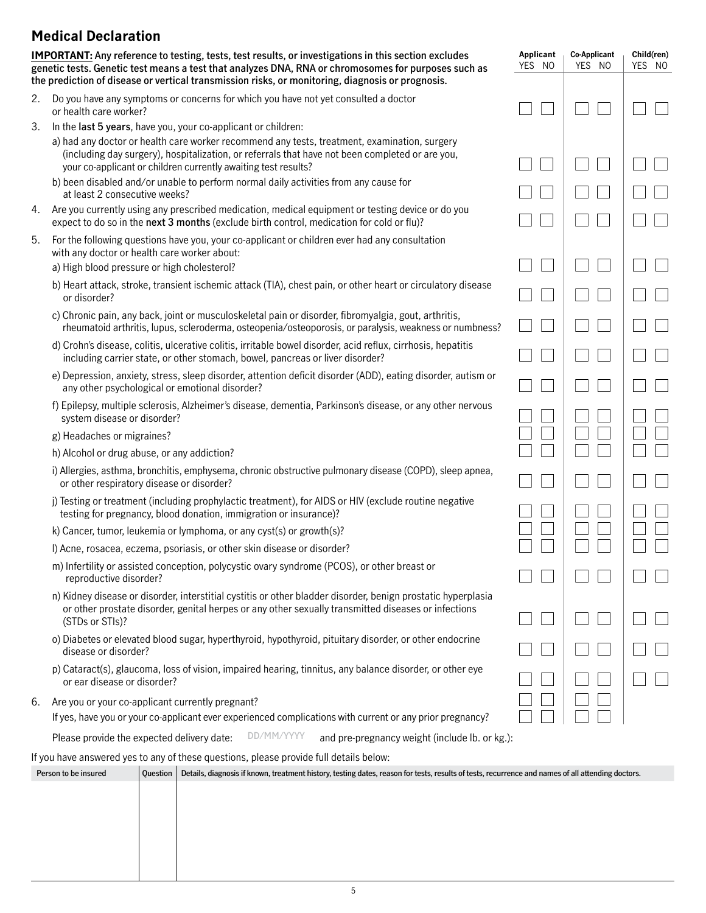## Medical Declaration

**IMPORTANT: Any reference to testing, tests, test results, or investigations in this section excludes genetic tests. Genetic test means a test that analyzes DNA, RNA or chromosomes for purposes such as the prediction of disease or vertical transmission risks, or monitoring, diagnosis or prognosis.**

| Question | Applicant YES | Applicant NO | Co-Applicant YES | Co-Applicant NO | Child(ren) YES | Child(ren) NO |
|---|---|---|---|---|---|---|
| 2. Do you have any symptoms or concerns for which you have not yet consulted a doctor or health care worker? | ☐ | ☐ | ☐ | ☐ | ☐ | ☐ |
| 3. In the **last 5 years**, have you, your co-applicant or children: | | | | | | |
| a) had any doctor or health care worker recommend any tests, treatment, examination, surgery (including day surgery), hospitalization, or referrals that have not been completed or are you, your co-applicant or children currently awaiting test results? | ☐ | ☐ | ☐ | ☐ | ☐ | ☐ |
| b) been disabled and/or unable to perform normal daily activities from any cause for at least 2 consecutive weeks? | ☐ | ☐ | ☐ | ☐ | ☐ | ☐ |
| 4. Are you currently using any prescribed medication, medical equipment or testing device or do you expect to do so in the **next 3 months** (exclude birth control, medication for cold or flu)? | ☐ | ☐ | ☐ | ☐ | ☐ | ☐ |
| 5. For the following questions have you, your co-applicant or children ever had any consultation with any doctor or health care worker about: | | | | | | |
| a) High blood pressure or high cholesterol? | ☐ | ☐ | ☐ | ☐ | ☐ | ☐ |
| b) Heart attack, stroke, transient ischemic attack (TIA), chest pain, or other heart or circulatory disease or disorder? | ☐ | ☐ | ☐ | ☐ | ☐ | ☐ |
| c) Chronic pain, any back, joint or musculoskeletal pain or disorder, fibromyalgia, gout, arthritis, rheumatoid arthritis, lupus, scleroderma, osteopenia/osteoporosis, or paralysis, weakness or numbness? | ☐ | ☐ | ☐ | ☐ | ☐ | ☐ |
| d) Crohn's disease, colitis, ulcerative colitis, irritable bowel disorder, acid reflux, cirrhosis, hepatitis including carrier state, or other stomach, bowel, pancreas or liver disorder? | ☐ | ☐ | ☐ | ☐ | ☐ | ☐ |
| e) Depression, anxiety, stress, sleep disorder, attention deficit disorder (ADD), eating disorder, autism or any other psychological or emotional disorder? | ☐ | ☐ | ☐ | ☐ | ☐ | ☐ |
| f) Epilepsy, multiple sclerosis, Alzheimer's disease, dementia, Parkinson's disease, or any other nervous system disease or disorder? | ☐ | ☐ | ☐ | ☐ | ☐ | ☐ |
| g) Headaches or migraines? | ☐ | ☐ | ☐ | ☐ | ☐ | ☐ |
| h) Alcohol or drug abuse, or any addiction? | ☐ | ☐ | ☐ | ☐ | ☐ | ☐ |
| i) Allergies, asthma, bronchitis, emphysema, chronic obstructive pulmonary disease (COPD), sleep apnea, or other respiratory disease or disorder? | ☐ | ☐ | ☐ | ☐ | ☐ | ☐ |
| j) Testing or treatment (including prophylactic treatment), for AIDS or HIV (exclude routine negative testing for pregnancy, blood donation, immigration or insurance)? | ☐ | ☐ | ☐ | ☐ | ☐ | ☐ |
| k) Cancer, tumor, leukemia or lymphoma, or any cyst(s) or growth(s)? | ☐ | ☐ | ☐ | ☐ | ☐ | ☐ |
| l) Acne, rosacea, eczema, psoriasis, or other skin disease or disorder? | ☐ | ☐ | ☐ | ☐ | ☐ | ☐ |
| m) Infertility or assisted conception, polycystic ovary syndrome (PCOS), or other breast or reproductive disorder? | ☐ | ☐ | ☐ | ☐ | ☐ | ☐ |
| n) Kidney disease or disorder, interstitial cystitis or other bladder disorder, benign prostatic hyperplasia or other prostate disorder, genital herpes or any other sexually transmitted diseases or infections (STDs or STIs)? | ☐ | ☐ | ☐ | ☐ | ☐ | ☐ |
| o) Diabetes or elevated blood sugar, hyperthyroid, hypothyroid, pituitary disorder, or other endocrine disease or disorder? | ☐ | ☐ | ☐ | ☐ | ☐ | ☐ |
| p) Cataract(s), glaucoma, loss of vision, impaired hearing, tinnitus, any balance disorder, or other eye or ear disease or disorder? | ☐ | ☐ | ☐ | ☐ | ☐ | ☐ |
| 6. Are you or your co-applicant currently pregnant? | ☐ | ☐ | ☐ | ☐ | | |
| If yes, have you or your co-applicant ever experienced complications with current or any prior pregnancy? | ☐ | ☐ | ☐ | ☐ | | |

Please provide the expected delivery date: DD/MM/YYYY and pre-pregnancy weight (include lb. or kg.):

If you have answered yes to any of these questions, please provide full details below:

| Person to be insured | Question | Details, diagnosis if known, treatment history, testing dates, reason for tests, results of tests, recurrence and names of all attending doctors. |
|---|---|---|
| | | |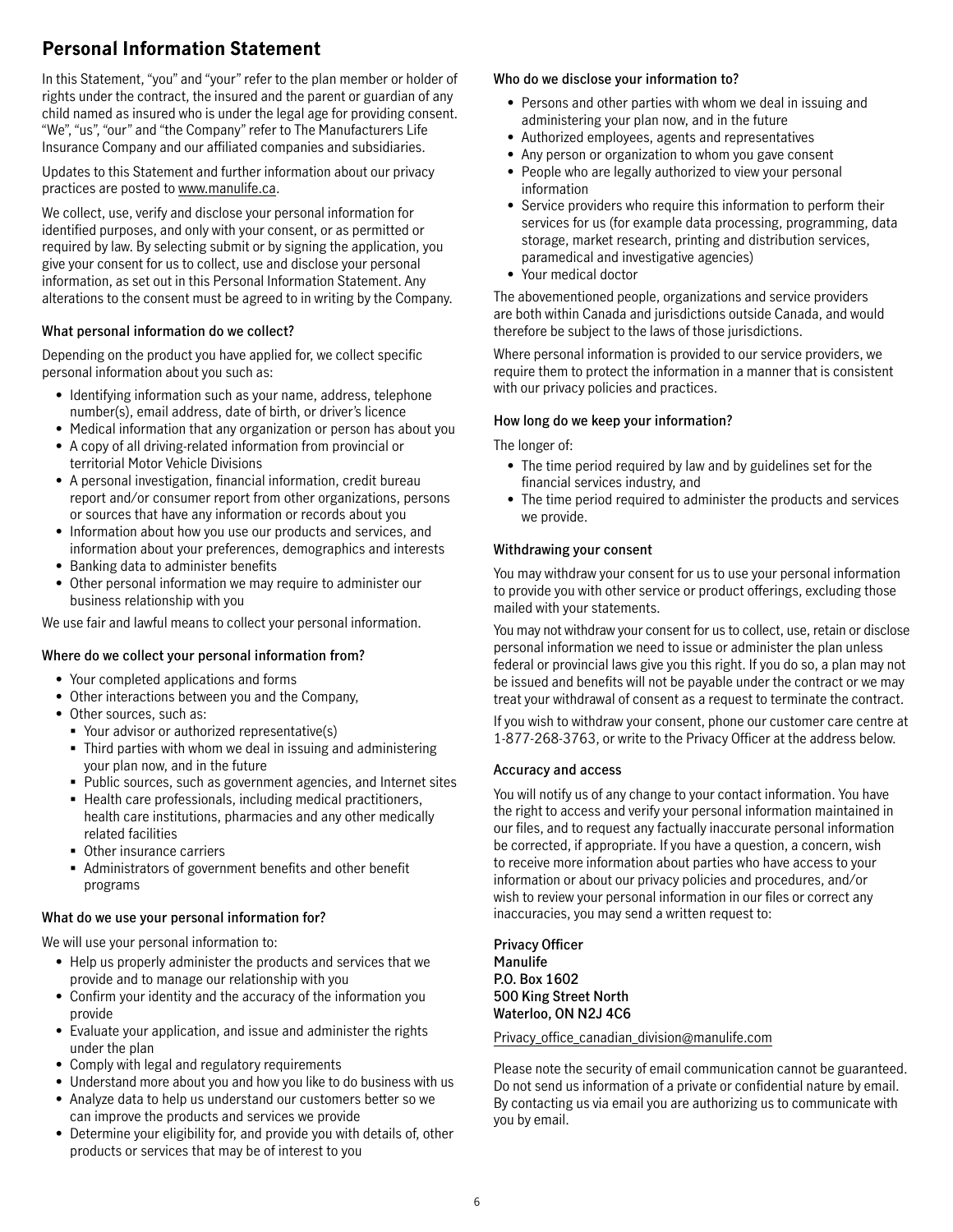## Personal Information Statement

In this Statement, "you" and "your" refer to the plan member or holder of rights under the contract, the insured and the parent or guardian of any child named as insured who is under the legal age for providing consent. "We", "us", "our" and "the Company" refer to The Manufacturers Life Insurance Company and our affiliated companies and subsidiaries.

Updates to this Statement and further information about our privacy practices are posted to www.manulife.ca.

We collect, use, verify and disclose your personal information for identified purposes, and only with your consent, or as permitted or required by law. By selecting submit or by signing the application, you give your consent for us to collect, use and disclose your personal information, as set out in this Personal Information Statement. Any alterations to the consent must be agreed to in writing by the Company.

### What personal information do we collect?

Depending on the product you have applied for, we collect specific personal information about you such as:

- Identifying information such as your name, address, telephone number(s), email address, date of birth, or driver's licence
- Medical information that any organization or person has about you
- A copy of all driving-related information from provincial or territorial Motor Vehicle Divisions
- A personal investigation, financial information, credit bureau report and/or consumer report from other organizations, persons or sources that have any information or records about you
- Information about how you use our products and services, and information about your preferences, demographics and interests
- Banking data to administer benefits
- Other personal information we may require to administer our business relationship with you

We use fair and lawful means to collect your personal information.

### Where do we collect your personal information from?

- Your completed applications and forms
- Other interactions between you and the Company,
- Other sources, such as:
  - Your advisor or authorized representative(s)
  - Third parties with whom we deal in issuing and administering your plan now, and in the future
  - Public sources, such as government agencies, and Internet sites
  - Health care professionals, including medical practitioners, health care institutions, pharmacies and any other medically related facilities
  - Other insurance carriers
  - Administrators of government benefits and other benefit programs

### What do we use your personal information for?

We will use your personal information to:

- Help us properly administer the products and services that we provide and to manage our relationship with you
- Confirm your identity and the accuracy of the information you provide
- Evaluate your application, and issue and administer the rights under the plan
- Comply with legal and regulatory requirements
- Understand more about you and how you like to do business with us
- Analyze data to help us understand our customers better so we can improve the products and services we provide
- Determine your eligibility for, and provide you with details of, other products or services that may be of interest to you

### Who do we disclose your information to?

- Persons and other parties with whom we deal in issuing and administering your plan now, and in the future
- Authorized employees, agents and representatives
- Any person or organization to whom you gave consent
- People who are legally authorized to view your personal information
- Service providers who require this information to perform their services for us (for example data processing, programming, data storage, market research, printing and distribution services, paramedical and investigative agencies)
- Your medical doctor

The abovementioned people, organizations and service providers are both within Canada and jurisdictions outside Canada, and would therefore be subject to the laws of those jurisdictions.

Where personal information is provided to our service providers, we require them to protect the information in a manner that is consistent with our privacy policies and practices.

### How long do we keep your information?

The longer of:

- The time period required by law and by guidelines set for the financial services industry, and
- The time period required to administer the products and services we provide.

### Withdrawing your consent

You may withdraw your consent for us to use your personal information to provide you with other service or product offerings, excluding those mailed with your statements.

You may not withdraw your consent for us to collect, use, retain or disclose personal information we need to issue or administer the plan unless federal or provincial laws give you this right. If you do so, a plan may not be issued and benefits will not be payable under the contract or we may treat your withdrawal of consent as a request to terminate the contract.

If you wish to withdraw your consent, phone our customer care centre at 1-877-268-3763, or write to the Privacy Officer at the address below.

### Accuracy and access

You will notify us of any change to your contact information. You have the right to access and verify your personal information maintained in our files, and to request any factually inaccurate personal information be corrected, if appropriate. If you have a question, a concern, wish to receive more information about parties who have access to your information or about our privacy policies and procedures, and/or wish to review your personal information in our files or correct any inaccuracies, you may send a written request to:

**Privacy Officer**
**Manulife**
**P.O. Box 1602**
**500 King Street North**
**Waterloo, ON N2J 4C6**

Privacy_office_canadian_division@manulife.com

Please note the security of email communication cannot be guaranteed. Do not send us information of a private or confidential nature by email. By contacting us via email you are authorizing us to communicate with you by email.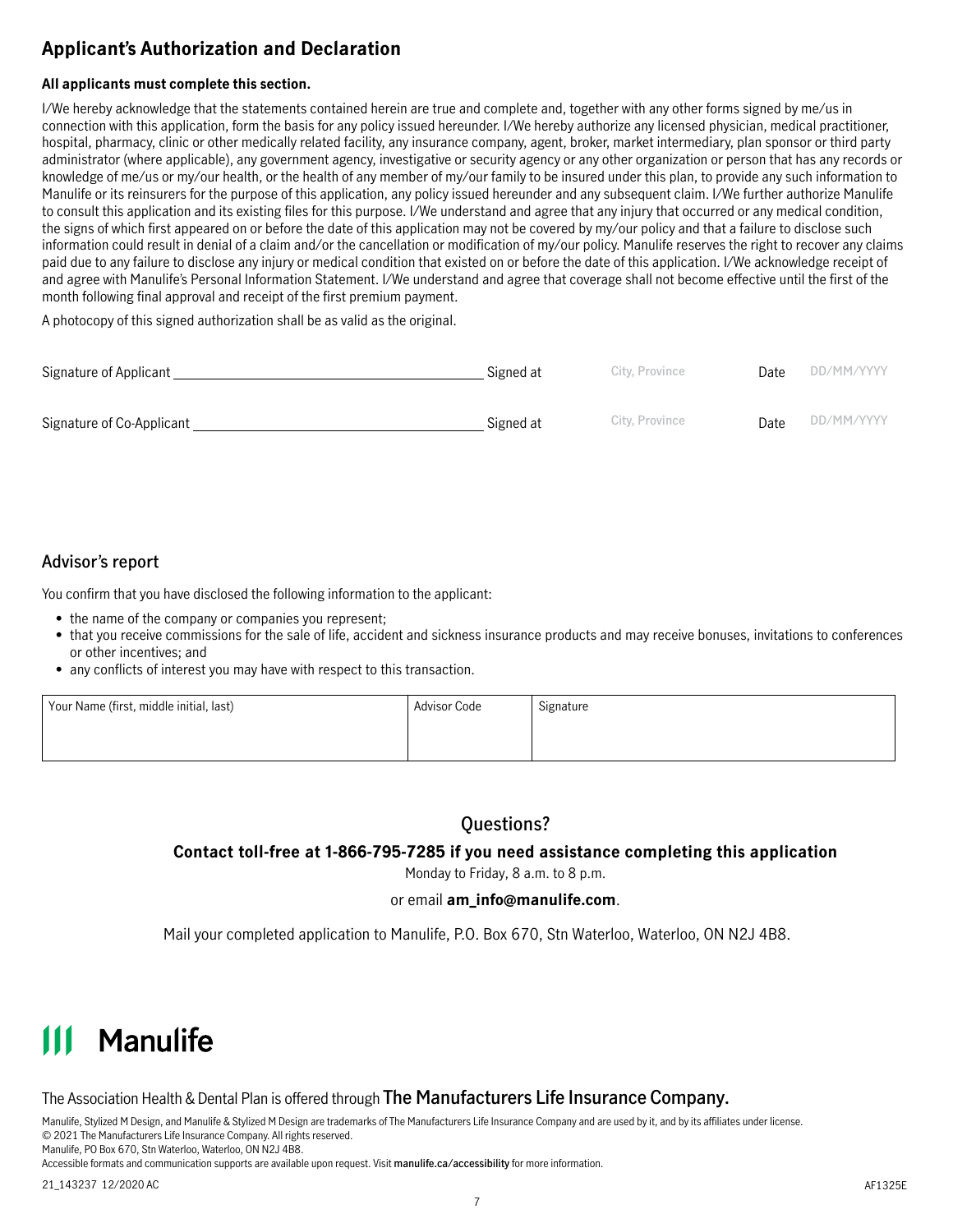## Applicant's Authorization and Declaration

**All applicants must complete this section.**

I/We hereby acknowledge that the statements contained herein are true and complete and, together with any other forms signed by me/us in connection with this application, form the basis for any policy issued hereunder. I/We hereby authorize any licensed physician, medical practitioner, hospital, pharmacy, clinic or other medically related facility, any insurance company, agent, broker, market intermediary, plan sponsor or third party administrator (where applicable), any government agency, investigative or security agency or any other organization or person that has any records or knowledge of me/us or my/our health, or the health of any member of my/our family to be insured under this plan, to provide any such information to Manulife or its reinsurers for the purpose of this application, any policy issued hereunder and any subsequent claim. I/We further authorize Manulife to consult this application and its existing files for this purpose. I/We understand and agree that any injury that occurred or any medical condition, the signs of which first appeared on or before the date of this application may not be covered by my/our policy and that a failure to disclose such information could result in denial of a claim and/or the cancellation or modification of my/our policy. Manulife reserves the right to recover any claims paid due to any failure to disclose any injury or medical condition that existed on or before the date of this application. I/We acknowledge receipt of and agree with Manulife's Personal Information Statement. I/We understand and agree that coverage shall not become effective until the first of the month following final approval and receipt of the first premium payment.

A photocopy of this signed authorization shall be as valid as the original.

Signature of Applicant ________________________ Signed at City, Province Date DD/MM/YYYY

Signature of Co-Applicant ________________________ Signed at City, Province Date DD/MM/YYYY

## Advisor's report

You confirm that you have disclosed the following information to the applicant:

- the name of the company or companies you represent;
- that you receive commissions for the sale of life, accident and sickness insurance products and may receive bonuses, invitations to conferences or other incentives; and
- any conflicts of interest you may have with respect to this transaction.

| Your Name (first, middle initial, last) | Advisor Code | Signature |
|---|---|---|
| | | |

## Questions?

**Contact toll-free at 1-866-795-7285 if you need assistance completing this application**

Monday to Friday, 8 a.m. to 8 p.m.

or email **am_info@manulife.com**.

Mail your completed application to Manulife, P.O. Box 670, Stn Waterloo, Waterloo, ON N2J 4B8.

Manulife

The Association Health & Dental Plan is offered through **The Manufacturers Life Insurance Company.**

Manulife, Stylized M Design, and Manulife & Stylized M Design are trademarks of The Manufacturers Life Insurance Company and are used by it, and by its affiliates under license.
© 2021 The Manufacturers Life Insurance Company. All rights reserved.
Manulife, PO Box 670, Stn Waterloo, Waterloo, ON N2J 4B8.
Accessible formats and communication supports are available upon request. Visit **manulife.ca/accessibility** for more information.

21_143237 12/2020 AC

AF1325E